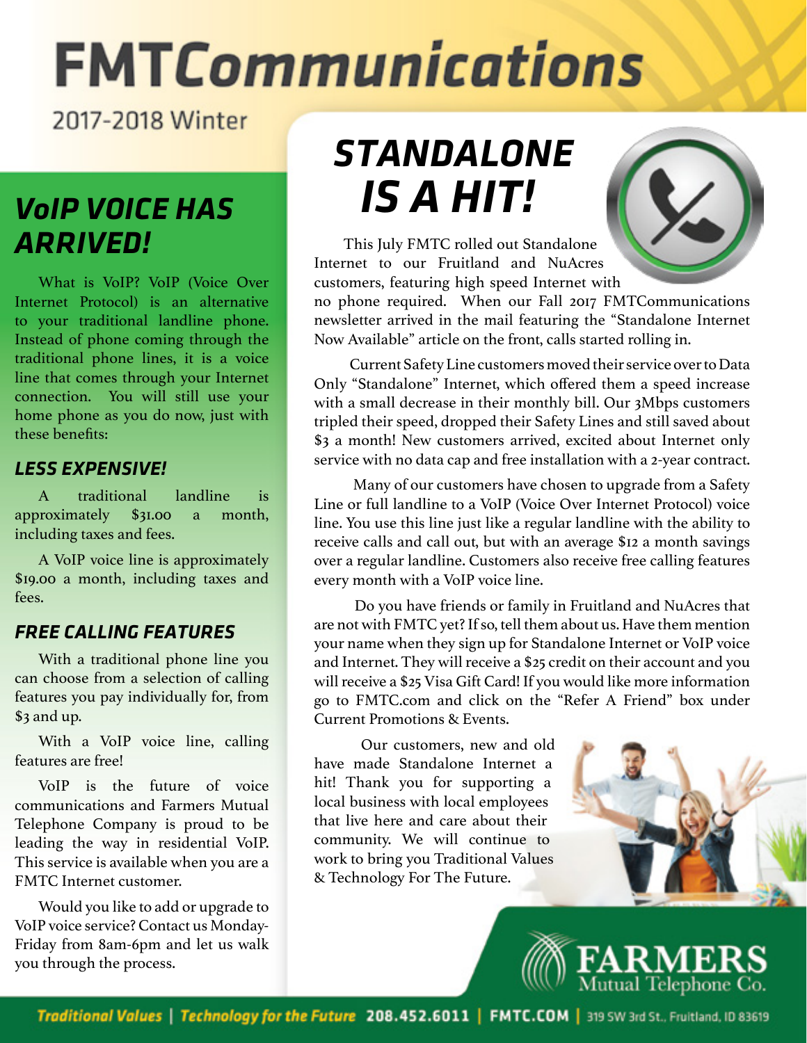# FMTCommunications

2017-2018 Winter

## VoIP VOICE HAS ARRIVED!

What is VoIP? VoIP (Voice Over Internet Protocol) is an alternative to your traditional landline phone. Instead of phone coming through the traditional phone lines, it is a voice line that comes through your Internet connection. You will still use your home phone as you do now, just with these benefits:

### LESS EXPENSIVE!

A traditional landline is approximately $31.00 a month, including taxes and fees.

A VoIP voice line is approximately $19.00 a month, including taxes and fees.

### FREE CALLING FEATURES

With a traditional phone line you can choose from a selection of calling features you pay individually for, from $3 and up.

With a VoIP voice line, calling features are free!

VoIP is the future of voice communications and Farmers Mutual Telephone Company is proud to be leading the way in residential VoIP. This service is available when you are a FMTC Internet customer.

Would you like to add or upgrade to VoIP voice service? Contact us Monday-Friday from 8am-6pm and let us walk you through the process.

## STANDALONE IS A HIT!

This July FMTC rolled out Standalone Internet to our Fruitland and NuAcres customers, featuring high speed Internet with no phone required. When our Fall 2017 FMTCommunications newsletter arrived in the mail featuring the "Standalone Internet Now Available" article on the front, calls started rolling in.

Current Safety Line customers moved their service over to Data Only "Standalone" Internet, which offered them a speed increase with a small decrease in their monthly bill. Our 3Mbps customers tripled their speed, dropped their Safety Lines and still saved about $3 a month! New customers arrived, excited about Internet only service with no data cap and free installation with a 2-year contract.

Many of our customers have chosen to upgrade from a Safety Line or full landline to a VoIP (Voice Over Internet Protocol) voice line. You use this line just like a regular landline with the ability to receive calls and call out, but with an average $12 a month savings over a regular landline. Customers also receive free calling features every month with a VoIP voice line.

Do you have friends or family in Fruitland and NuAcres that are not with FMTC yet? If so, tell them about us. Have them mention your name when they sign up for Standalone Internet or VoIP voice and Internet. They will receive a $25 credit on their account and you will receive a $25 Visa Gift Card! If you would like more information go to FMTC.com and click on the "Refer A Friend" box under Current Promotions & Events.

Our customers, new and old have made Standalone Internet a hit! Thank you for supporting a local business with local employees that live here and care about their community. We will continue to work to bring you Traditional Values & Technology For The Future.

FARMERS Mutual Telephone Co.

Traditional Values | Technology for the Future 208.452.6011 | FMTC.COM | 319 SW 3rd St., Fruitland, ID 83619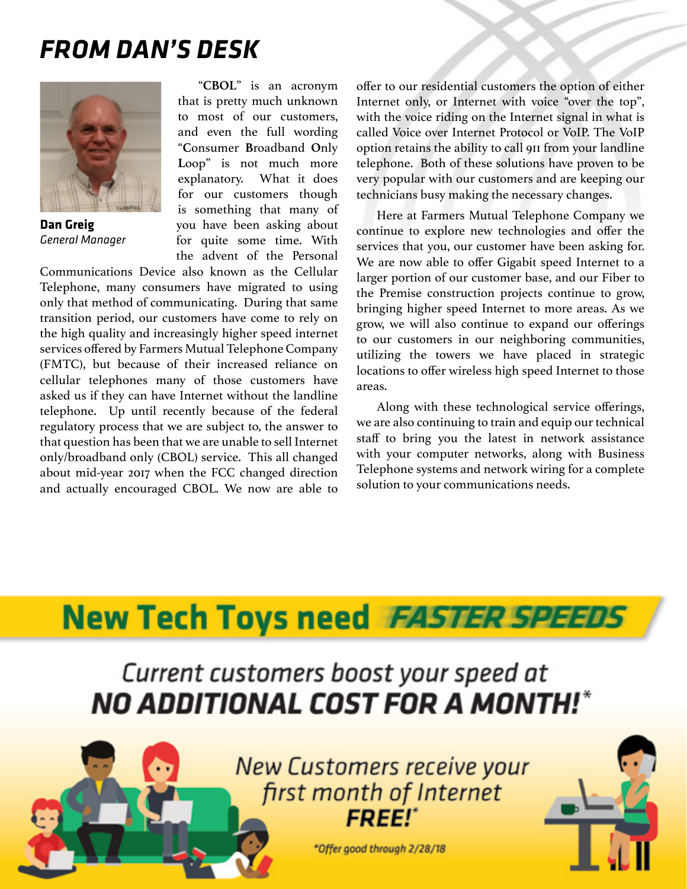# FROM DAN'S DESK

**Dan Greig**
*General Manager*

"**CBOL**" is an acronym that is pretty much unknown to most of our customers, and even the full wording "**C**onsumer **B**roadband **O**nly **L**oop" is not much more explanatory. What it does for our customers though is something that many of you have been asking about for quite some time. With the advent of the Personal Communications Device also known as the Cellular Telephone, many consumers have migrated to using only that method of communicating. During that same transition period, our customers have come to rely on the high quality and increasingly higher speed internet services offered by Farmers Mutual Telephone Company (FMTC), but because of their increased reliance on cellular telephones many of those customers have asked us if they can have Internet without the landline telephone. Up until recently because of the federal regulatory process that we are subject to, the answer to that question has been that we are unable to sell Internet only/broadband only (CBOL) service. This all changed about mid-year 2017 when the FCC changed direction and actually encouraged CBOL. We now are able to offer to our residential customers the option of either Internet only, or Internet with voice "over the top", with the voice riding on the Internet signal in what is called Voice over Internet Protocol or VoIP. The VoIP option retains the ability to call 911 from your landline telephone. Both of these solutions have proven to be very popular with our customers and are keeping our technicians busy making the necessary changes.

Here at Farmers Mutual Telephone Company we continue to explore new technologies and offer the services that you, our customer have been asking for. We are now able to offer Gigabit speed Internet to a larger portion of our customer base, and our Fiber to the Premise construction projects continue to grow, bringing higher speed Internet to more areas. As we grow, we will also continue to expand our offerings to our customers in our neighboring communities, utilizing the towers we have placed in strategic locations to offer wireless high speed Internet to those areas.

Along with these technological service offerings, we are also continuing to train and equip our technical staff to bring you the latest in network assistance with your computer networks, along with Business Telephone systems and network wiring for a complete solution to your communications needs.

## New Tech Toys need *FASTER SPEEDS*

*Current customers boost your speed at*
***NO ADDITIONAL COST FOR A MONTH!**\**

*New Customers receive your first month of Internet*
***FREE!**\**

*\*Offer good through 2/28/18*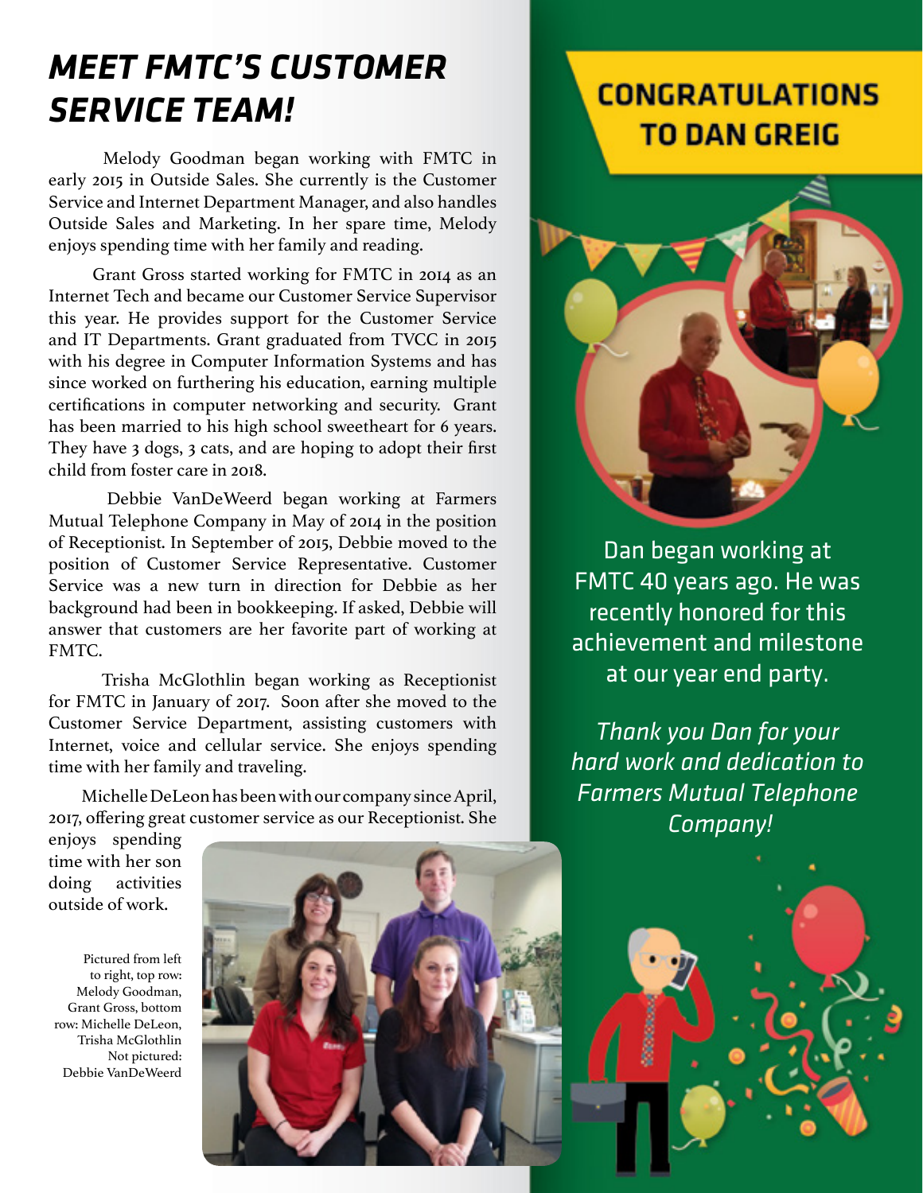# MEET FMTC'S CUSTOMER SERVICE TEAM!

Melody Goodman began working with FMTC in early 2015 in Outside Sales. She currently is the Customer Service and Internet Department Manager, and also handles Outside Sales and Marketing. In her spare time, Melody enjoys spending time with her family and reading.

Grant Gross started working for FMTC in 2014 as an Internet Tech and became our Customer Service Supervisor this year. He provides support for the Customer Service and IT Departments. Grant graduated from TVCC in 2015 with his degree in Computer Information Systems and has since worked on furthering his education, earning multiple certifications in computer networking and security. Grant has been married to his high school sweetheart for 6 years. They have 3 dogs, 3 cats, and are hoping to adopt their first child from foster care in 2018.

Debbie VanDeWeerd began working at Farmers Mutual Telephone Company in May of 2014 in the position of Receptionist. In September of 2015, Debbie moved to the position of Customer Service Representative. Customer Service was a new turn in direction for Debbie as her background had been in bookkeeping. If asked, Debbie will answer that customers are her favorite part of working at FMTC.

Trisha McGlothlin began working as Receptionist for FMTC in January of 2017. Soon after she moved to the Customer Service Department, assisting customers with Internet, voice and cellular service. She enjoys spending time with her family and traveling.

Michelle DeLeon has been with our company since April, 2017, offering great customer service as our Receptionist. She enjoys spending time with her son doing activities outside of work.

Pictured from left to right, top row: Melody Goodman, Grant Gross, bottom row: Michelle DeLeon, Trisha McGlothlin Not pictured: Debbie VanDeWeerd

## CONGRATULATIONS TO DAN GREIG

Dan began working at FMTC 40 years ago. He was recently honored for this achievement and milestone at our year end party.

*Thank you Dan for your hard work and dedication to Farmers Mutual Telephone Company!*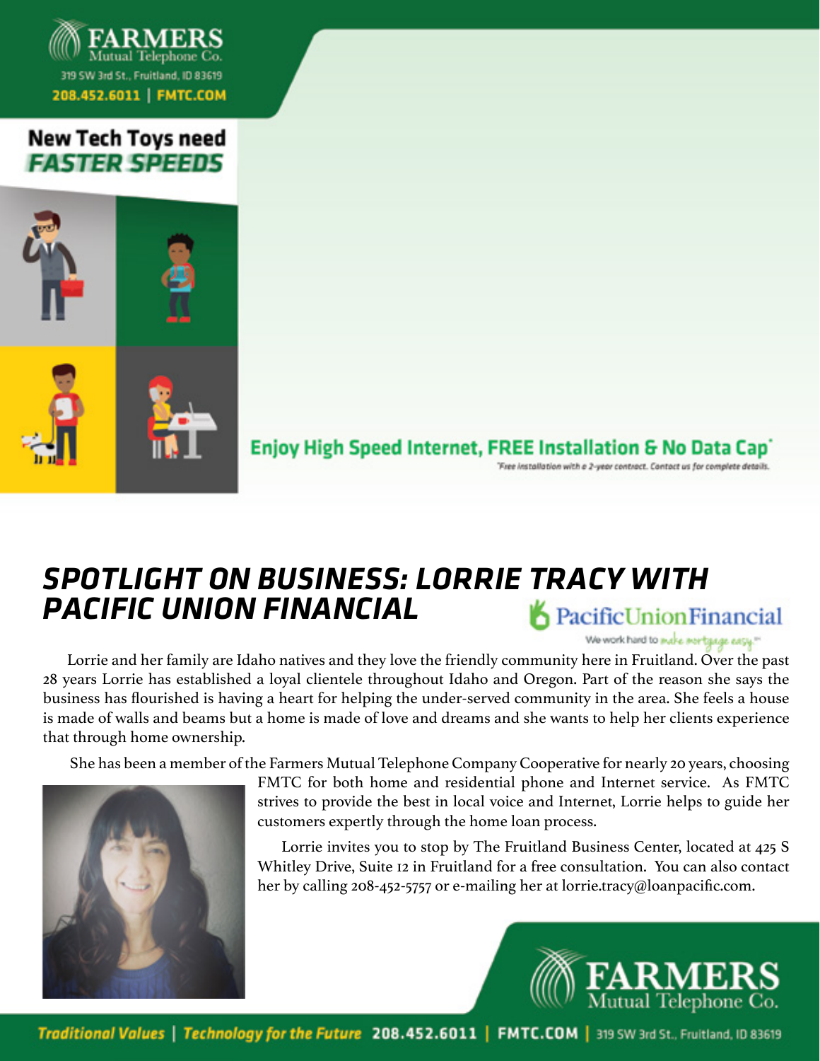**FARMERS** Mutual Telephone Co.
319 SW 3rd St., Fruitland, ID 83619
208.452.6011 | FMTC.COM

## New Tech Toys need *FASTER SPEEDS*

**Enjoy High Speed Internet, FREE Installation & No Data Cap***

*Free installation with a 2-year contract. Contact us for complete details.

# *SPOTLIGHT ON BUSINESS: LORRIE TRACY WITH PACIFIC UNION FINANCIAL*

PacificUnionFinancial
We work hard to make mortgage easy.

Lorrie and her family are Idaho natives and they love the friendly community here in Fruitland. Over the past 28 years Lorrie has established a loyal clientele throughout Idaho and Oregon. Part of the reason she says the business has flourished is having a heart for helping the under-served community in the area. She feels a house is made of walls and beams but a home is made of love and dreams and she wants to help her clients experience that through home ownership.

She has been a member of the Farmers Mutual Telephone Company Cooperative for nearly 20 years, choosing FMTC for both home and residential phone and Internet service. As FMTC strives to provide the best in local voice and Internet, Lorrie helps to guide her customers expertly through the home loan process.

Lorrie invites you to stop by The Fruitland Business Center, located at 425 S Whitley Drive, Suite 12 in Fruitland for a free consultation. You can also contact her by calling 208-452-5757 or e-mailing her at lorrie.tracy@loanpacific.com.

**FARMERS** Mutual Telephone Co.

*Traditional Values* | *Technology for the Future* 208.452.6011 | FMTC.COM | 319 SW 3rd St., Fruitland, ID 83619